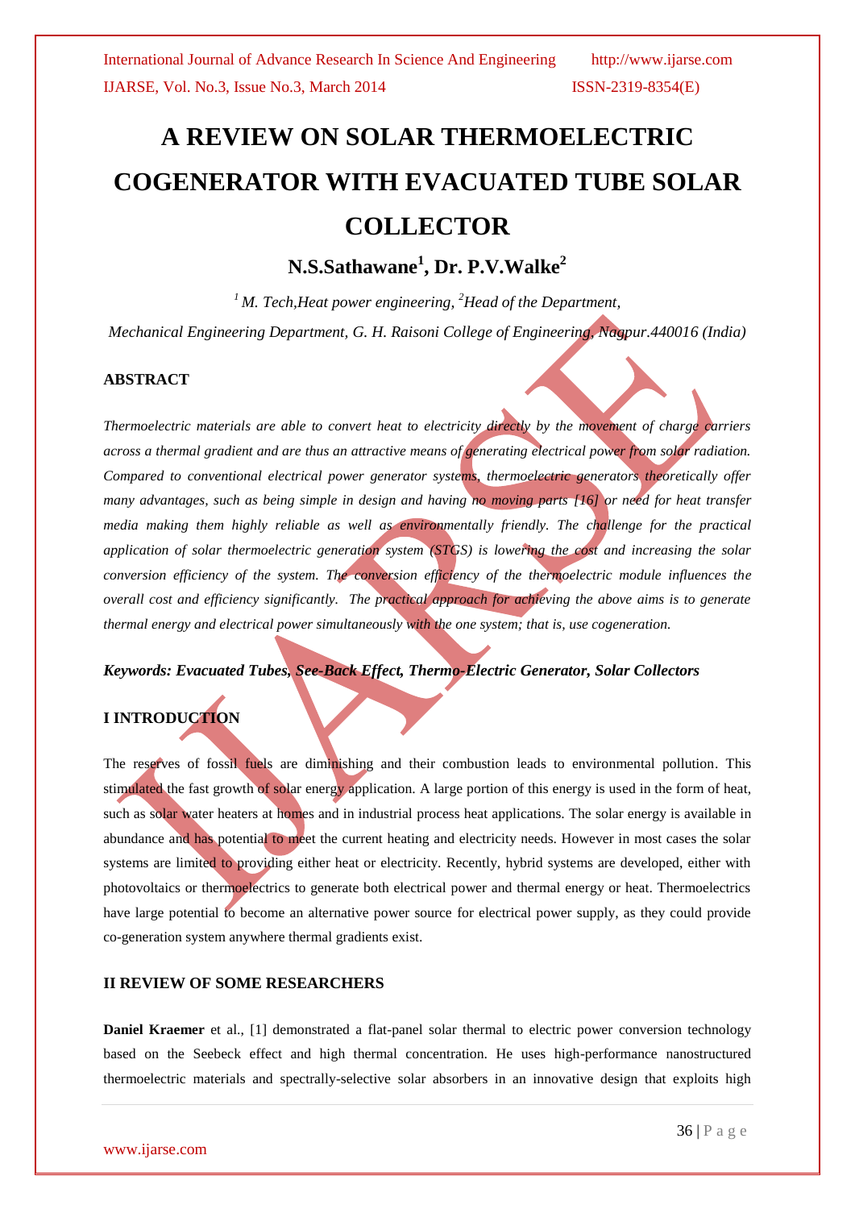# A REVIEW ON SOLAR THERMOELECTRIC COGENERATOR WITH EVACUATED TUBE SOLAR COLLECTOR

## N.S.Sathawane[1], Dr. P.V.Walke[2]

*[1] M. Tech,Heat power engineering, [2]Head of the Department,*

*Mechanical Engineering Department, G. H. Raisoni College of Engineering, Nagpur.440016 (India)*

### ABSTRACT

*Thermoelectric materials are able to convert heat to electricity directly by the movement of charge carriers across a thermal gradient and are thus an attractive means of generating electrical power from solar radiation. Compared to conventional electrical power generator systems, thermoelectric generators theoretically offer many advantages, such as being simple in design and having no moving parts [16] or need for heat transfer media making them highly reliable as well as environmentally friendly. The challenge for the practical application of solar thermoelectric generation system (STGS) is lowering the cost and increasing the solar conversion efficiency of the system. The conversion efficiency of the thermoelectric module influences the overall cost and efficiency significantly. The practical approach for achieving the above aims is to generate thermal energy and electrical power simultaneously with the one system; that is, use cogeneration.*

***Keywords: Evacuated Tubes, See-Back Effect, Thermo-Electric Generator, Solar Collectors***

### I INTRODUCTION

The reserves of fossil fuels are diminishing and their combustion leads to environmental pollution. This stimulated the fast growth of solar energy application. A large portion of this energy is used in the form of heat, such as solar water heaters at homes and in industrial process heat applications. The solar energy is available in abundance and has potential to meet the current heating and electricity needs. However in most cases the solar systems are limited to providing either heat or electricity. Recently, hybrid systems are developed, either with photovoltaics or thermoelectrics to generate both electrical power and thermal energy or heat. Thermoelectrics have large potential to become an alternative power source for electrical power supply, as they could provide co-generation system anywhere thermal gradients exist.

### II REVIEW OF SOME RESEARCHERS

**Daniel Kraemer** et al., [1] demonstrated a flat-panel solar thermal to electric power conversion technology based on the Seebeck effect and high thermal concentration. He uses high-performance nanostructured thermoelectric materials and spectrally-selective solar absorbers in an innovative design that exploits high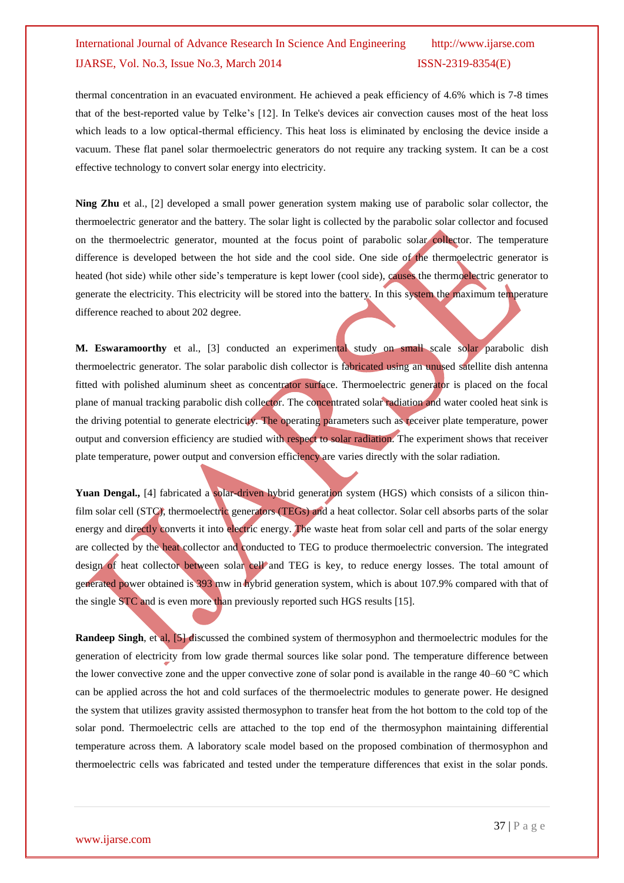thermal concentration in an evacuated environment. He achieved a peak efficiency of 4.6% which is 7-8 times that of the best-reported value by Telke's [12]. In Telke's devices air convection causes most of the heat loss which leads to a low optical-thermal efficiency. This heat loss is eliminated by enclosing the device inside a vacuum. These flat panel solar thermoelectric generators do not require any tracking system. It can be a cost effective technology to convert solar energy into electricity.

**Ning Zhu** et al., [2] developed a small power generation system making use of parabolic solar collector, the thermoelectric generator and the battery. The solar light is collected by the parabolic solar collector and focused on the thermoelectric generator, mounted at the focus point of parabolic solar collector. The temperature difference is developed between the hot side and the cool side. One side of the thermoelectric generator is heated (hot side) while other side's temperature is kept lower (cool side), causes the thermoelectric generator to generate the electricity. This electricity will be stored into the battery. In this system the maximum temperature difference reached to about 202 degree.

**M. Eswaramoorthy** et al., [3] conducted an experimental study on small scale solar parabolic dish thermoelectric generator. The solar parabolic dish collector is fabricated using an unused satellite dish antenna fitted with polished aluminum sheet as concentrator surface. Thermoelectric generator is placed on the focal plane of manual tracking parabolic dish collector. The concentrated solar radiation and water cooled heat sink is the driving potential to generate electricity. The operating parameters such as receiver plate temperature, power output and conversion efficiency are studied with respect to solar radiation. The experiment shows that receiver plate temperature, power output and conversion efficiency are varies directly with the solar radiation.

**Yuan Dengal.,** [4] fabricated a solar-driven hybrid generation system (HGS) which consists of a silicon thin-film solar cell (STC), thermoelectric generators (TEGs) and a heat collector. Solar cell absorbs parts of the solar energy and directly converts it into electric energy. The waste heat from solar cell and parts of the solar energy are collected by the heat collector and conducted to TEG to produce thermoelectric conversion. The integrated design of heat collector between solar cell and TEG is key, to reduce energy losses. The total amount of generated power obtained is 393 mw in hybrid generation system, which is about 107.9% compared with that of the single STC and is even more than previously reported such HGS results [15].

**Randeep Singh**, et al, [5] discussed the combined system of thermosyphon and thermoelectric modules for the generation of electricity from low grade thermal sources like solar pond. The temperature difference between the lower convective zone and the upper convective zone of solar pond is available in the range 40–60 °C which can be applied across the hot and cold surfaces of the thermoelectric modules to generate power. He designed the system that utilizes gravity assisted thermosyphon to transfer heat from the hot bottom to the cold top of the solar pond. Thermoelectric cells are attached to the top end of the thermosyphon maintaining differential temperature across them. A laboratory scale model based on the proposed combination of thermosyphon and thermoelectric cells was fabricated and tested under the temperature differences that exist in the solar ponds.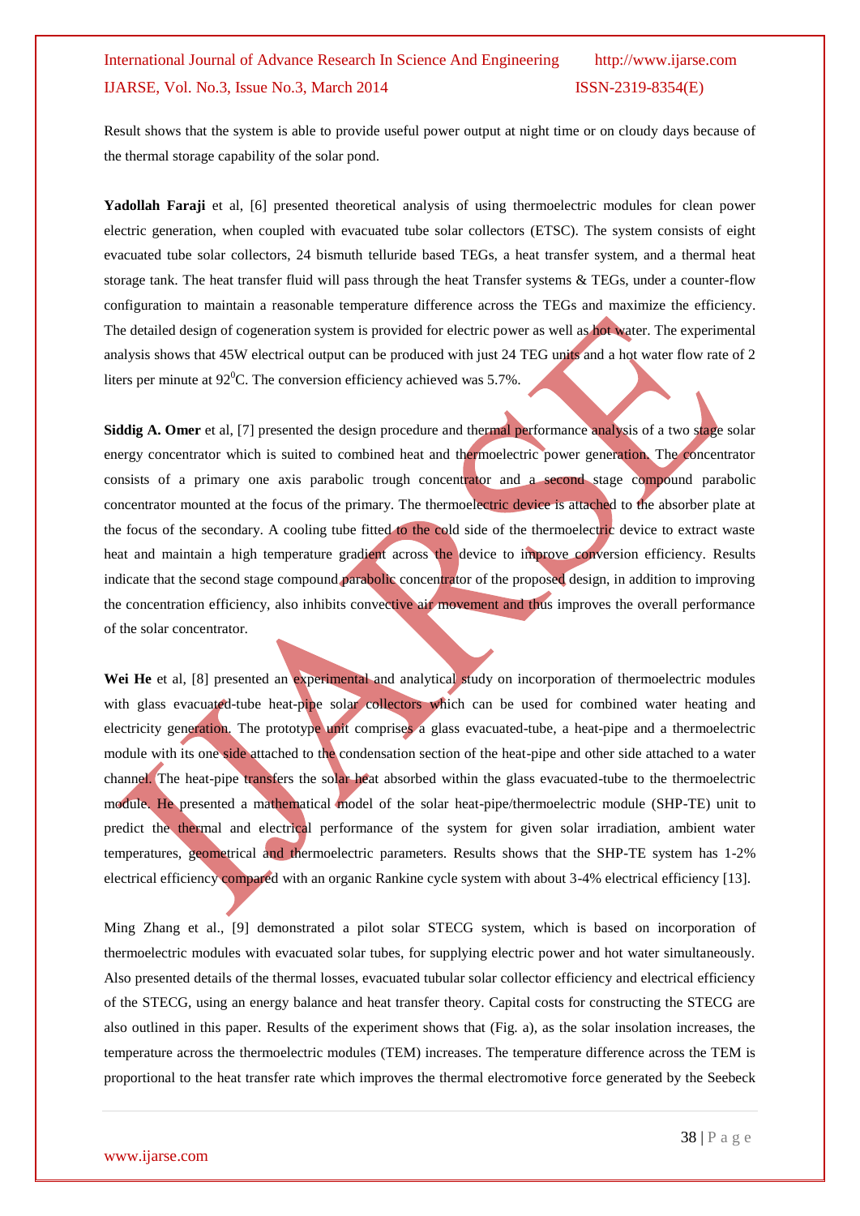Result shows that the system is able to provide useful power output at night time or on cloudy days because of the thermal storage capability of the solar pond.

**Yadollah Faraji** et al, [6] presented theoretical analysis of using thermoelectric modules for clean power electric generation, when coupled with evacuated tube solar collectors (ETSC). The system consists of eight evacuated tube solar collectors, 24 bismuth telluride based TEGs, a heat transfer system, and a thermal heat storage tank. The heat transfer fluid will pass through the heat Transfer systems & TEGs, under a counter-flow configuration to maintain a reasonable temperature difference across the TEGs and maximize the efficiency. The detailed design of cogeneration system is provided for electric power as well as hot water. The experimental analysis shows that 45W electrical output can be produced with just 24 TEG units and a hot water flow rate of 2 liters per minute at $92^0$C. The conversion efficiency achieved was 5.7%.

**Siddig A. Omer** et al, [7] presented the design procedure and thermal performance analysis of a two stage solar energy concentrator which is suited to combined heat and thermoelectric power generation. The concentrator consists of a primary one axis parabolic trough concentrator and a second stage compound parabolic concentrator mounted at the focus of the primary. The thermoelectric device is attached to the absorber plate at the focus of the secondary. A cooling tube fitted to the cold side of the thermoelectric device to extract waste heat and maintain a high temperature gradient across the device to improve conversion efficiency. Results indicate that the second stage compound parabolic concentrator of the proposed design, in addition to improving the concentration efficiency, also inhibits convective air movement and thus improves the overall performance of the solar concentrator.

**Wei He** et al, [8] presented an experimental and analytical study on incorporation of thermoelectric modules with glass evacuated-tube heat-pipe solar collectors which can be used for combined water heating and electricity generation. The prototype unit comprises a glass evacuated-tube, a heat-pipe and a thermoelectric module with its one side attached to the condensation section of the heat-pipe and other side attached to a water channel. The heat-pipe transfers the solar heat absorbed within the glass evacuated-tube to the thermoelectric module. He presented a mathematical model of the solar heat-pipe/thermoelectric module (SHP-TE) unit to predict the thermal and electrical performance of the system for given solar irradiation, ambient water temperatures, geometrical and thermoelectric parameters. Results shows that the SHP-TE system has 1-2% electrical efficiency compared with an organic Rankine cycle system with about 3-4% electrical efficiency [13].

Ming Zhang et al., [9] demonstrated a pilot solar STECG system, which is based on incorporation of thermoelectric modules with evacuated solar tubes, for supplying electric power and hot water simultaneously. Also presented details of the thermal losses, evacuated tubular solar collector efficiency and electrical efficiency of the STECG, using an energy balance and heat transfer theory. Capital costs for constructing the STECG are also outlined in this paper. Results of the experiment shows that (Fig. a), as the solar insolation increases, the temperature across the thermoelectric modules (TEM) increases. The temperature difference across the TEM is proportional to the heat transfer rate which improves the thermal electromotive force generated by the Seebeck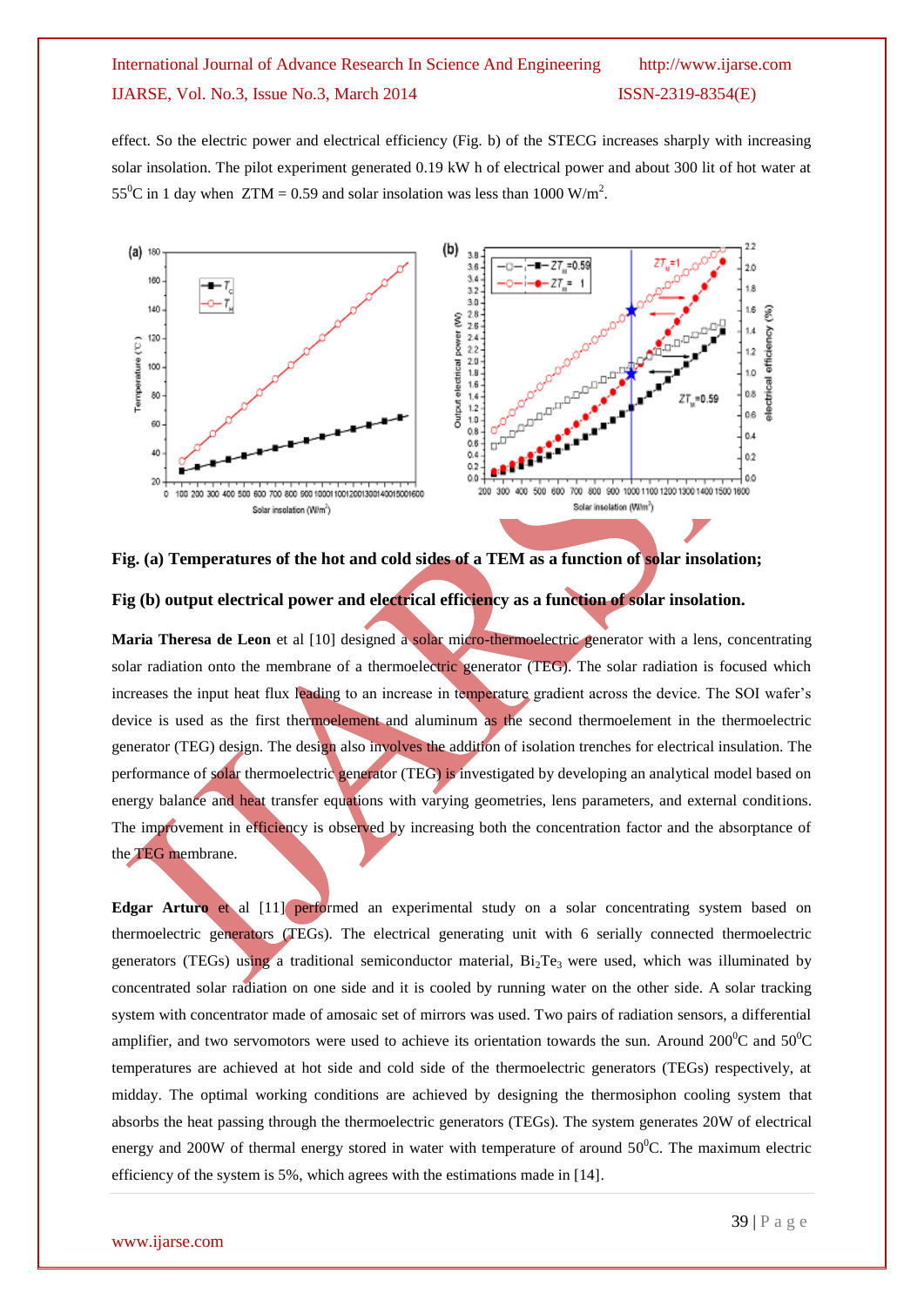effect. So the electric power and electrical efficiency (Fig. b) of the STECG increases sharply with increasing solar insolation. The pilot experiment generated 0.19 kW h of electrical power and about 300 lit of hot water at $55^0$C in 1 day when ZTM = 0.59 and solar insolation was less than 1000 W/m$^2$.

**Fig. (a) Temperatures of the hot and cold sides of a TEM as a function of solar insolation;**

**Fig (b) output electrical power and electrical efficiency as a function of solar insolation.**

**Maria Theresa de Leon** et al [10] designed a solar micro-thermoelectric generator with a lens, concentrating solar radiation onto the membrane of a thermoelectric generator (TEG). The solar radiation is focused which increases the input heat flux leading to an increase in temperature gradient across the device. The SOI wafer's device is used as the first thermoelement and aluminum as the second thermoelement in the thermoelectric generator (TEG) design. The design also involves the addition of isolation trenches for electrical insulation. The performance of solar thermoelectric generator (TEG) is investigated by developing an analytical model based on energy balance and heat transfer equations with varying geometries, lens parameters, and external conditions. The improvement in efficiency is observed by increasing both the concentration factor and the absorptance of the TEG membrane.

**Edgar Arturo** et al [11] performed an experimental study on a solar concentrating system based on thermoelectric generators (TEGs). The electrical generating unit with 6 serially connected thermoelectric generators (TEGs) using a traditional semiconductor material, $Bi_2Te_3$ were used, which was illuminated by concentrated solar radiation on one side and it is cooled by running water on the other side. A solar tracking system with concentrator made of amosaic set of mirrors was used. Two pairs of radiation sensors, a differential amplifier, and two servomotors were used to achieve its orientation towards the sun. Around $200^0$C and $50^0$C temperatures are achieved at hot side and cold side of the thermoelectric generators (TEGs) respectively, at midday. The optimal working conditions are achieved by designing the thermosiphon cooling system that absorbs the heat passing through the thermoelectric generators (TEGs). The system generates 20W of electrical energy and 200W of thermal energy stored in water with temperature of around $50^0$C. The maximum electric efficiency of the system is 5%, which agrees with the estimations made in [14].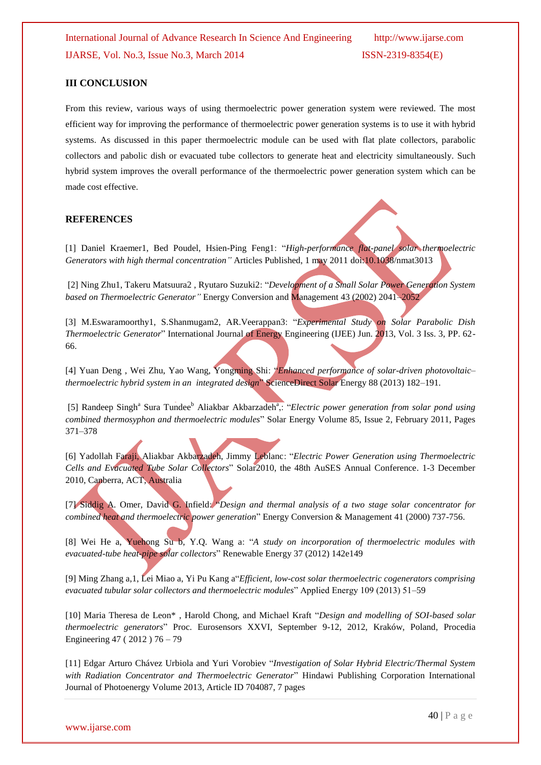## III CONCLUSION

From this review, various ways of using thermoelectric power generation system were reviewed. The most efficient way for improving the performance of thermoelectric power generation systems is to use it with hybrid systems. As discussed in this paper thermoelectric module can be used with flat plate collectors, parabolic collectors and pabolic dish or evacuated tube collectors to generate heat and electricity simultaneously. Such hybrid system improves the overall performance of the thermoelectric power generation system which can be made cost effective.

## REFERENCES

[1] Daniel Kraemer1, Bed Poudel, Hsien-Ping Feng1: "*High-performance flat-panel solar thermoelectric Generators with high thermal concentration"* Articles Published, 1 may 2011 doi:10.1038/nmat3013

[2] Ning Zhu1, Takeru Matsuura2 , Ryutaro Suzuki2: "*Development of a Small Solar Power Generation System based on Thermoelectric Generator"* Energy Conversion and Management 43 (2002) 2041–2052

[3] M.Eswaramoorthy1, S.Shanmugam2, AR.Veerappan3: "*Experimental Study on Solar Parabolic Dish Thermoelectric Generator*" International Journal of Energy Engineering (IJEE) Jun. 2013, Vol. 3 Iss. 3, PP. 62-66.

[4] Yuan Deng , Wei Zhu, Yao Wang, Yongming Shi: "*Enhanced performance of solar-driven photovoltaic–thermoelectric hybrid system in an integrated design*" ScienceDirect Solar Energy 88 (2013) 182–191.

[5] Randeep Singh[a] Sura Tundee[b] Aliakbar Akbarzadeh[a],: "*Electric power generation from solar pond using combined thermosyphon and thermoelectric modules*" Solar Energy Volume 85, Issue 2, February 2011, Pages 371–378

[6] Yadollah Faraji, Aliakbar Akbarzadeh, Jimmy Leblanc: "*Electric Power Generation using Thermoelectric Cells and Evacuated Tube Solar Collectors*" Solar2010, the 48th AuSES Annual Conference. 1-3 December 2010, Canberra, ACT, Australia

[7] Siddig A. Omer, David G. Infield: "*Design and thermal analysis of a two stage solar concentrator for combined heat and thermoelectric power generation*" Energy Conversion & Management 41 (2000) 737-756.

[8] Wei He a, Yuehong Su b, Y.Q. Wang a: "*A study on incorporation of thermoelectric modules with evacuated-tube heat-pipe solar collectors*" Renewable Energy 37 (2012) 142e149

[9] Ming Zhang a,1, Lei Miao a, Yi Pu Kang a"*Efficient, low-cost solar thermoelectric cogenerators comprising evacuated tubular solar collectors and thermoelectric modules*" Applied Energy 109 (2013) 51–59

[10] Maria Theresa de Leon* , Harold Chong, and Michael Kraft "*Design and modelling of SOI-based solar thermoelectric generators*" Proc. Eurosensors XXVI, September 9-12, 2012, Kraków, Poland, Procedia Engineering 47 ( 2012 ) 76 – 79

[11] Edgar Arturo Chávez Urbiola and Yuri Vorobiev "*Investigation of Solar Hybrid Electric/Thermal System with Radiation Concentrator and Thermoelectric Generator*" Hindawi Publishing Corporation International Journal of Photoenergy Volume 2013, Article ID 704087, 7 pages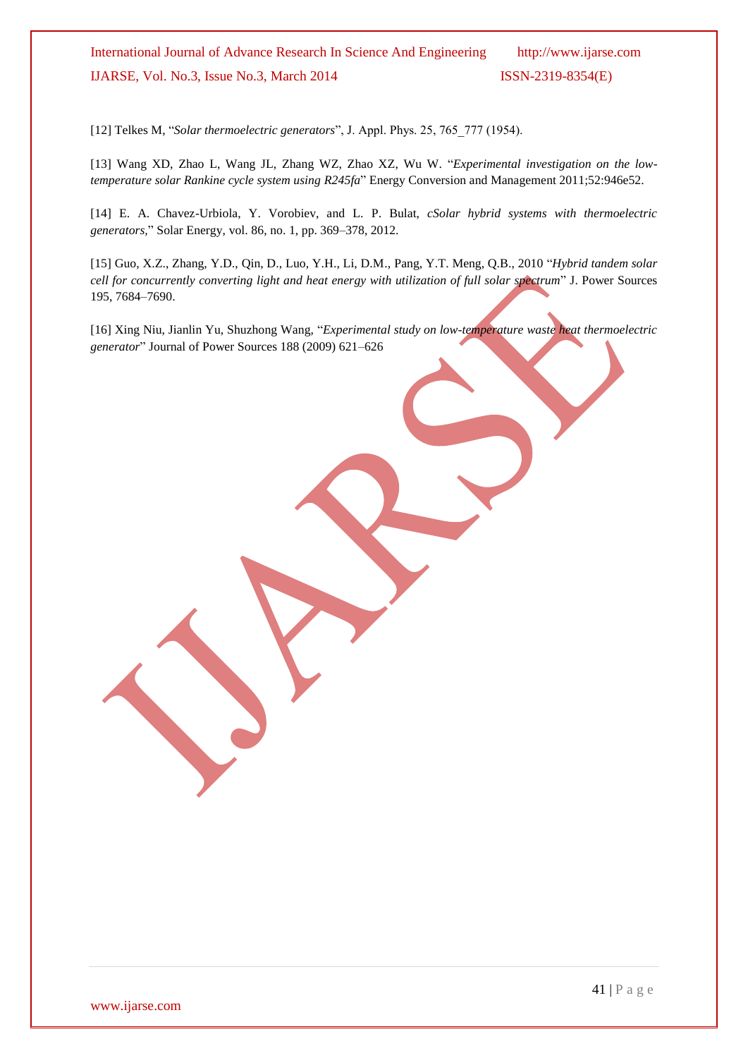[12] Telkes M, "*Solar thermoelectric generators*", J. Appl. Phys. 25, 765_777 (1954).

[13] Wang XD, Zhao L, Wang JL, Zhang WZ, Zhao XZ, Wu W. "*Experimental investigation on the low-temperature solar Rankine cycle system using R245fa*" Energy Conversion and Management 2011;52:946e52.

[14] E. A. Chavez-Urbiola, Y. Vorobiev, and L. P. Bulat, *cSolar hybrid systems with thermoelectric generators*," Solar Energy, vol. 86, no. 1, pp. 369–378, 2012.

[15] Guo, X.Z., Zhang, Y.D., Qin, D., Luo, Y.H., Li, D.M., Pang, Y.T. Meng, Q.B., 2010 "*Hybrid tandem solar cell for concurrently converting light and heat energy with utilization of full solar spectrum*" J. Power Sources 195, 7684–7690.

[16] Xing Niu, Jianlin Yu, Shuzhong Wang, "*Experimental study on low-temperature waste heat thermoelectric generator*" Journal of Power Sources 188 (2009) 621–626